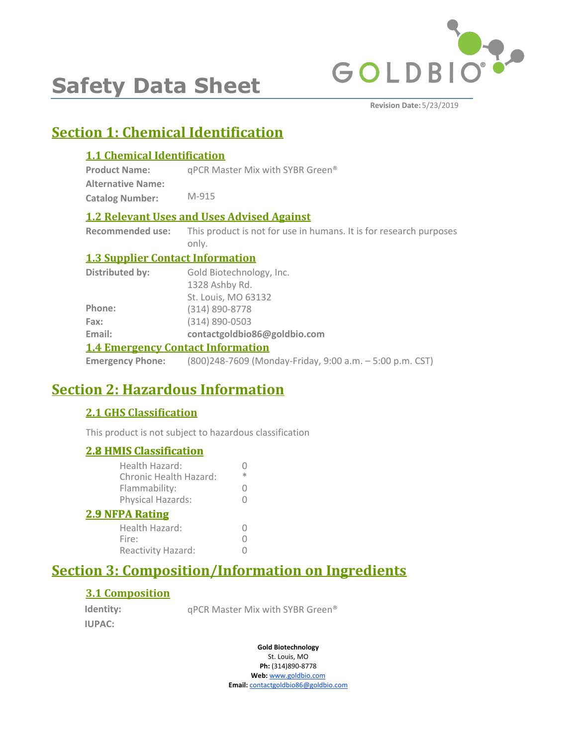# Safety Data Sheet

**Revision Date:** 5/23/2019

## Section 1: Chemical Identification

### 1.1 Chemical Identification

**Product Name:** qPCR Master Mix with SYBR Green®

**Alternative Name:**

**Catalog Number:** M-915

### 1.2 Relevant Uses and Uses Advised Against

**Recommended use:** This product is not for use in humans. It is for research purposes only.

### 1.3 Supplier Contact Information

**Distributed by:** Gold Biotechnology, Inc.
1328 Ashby Rd.
St. Louis, MO 63132

**Phone:** (314) 890-8778

**Fax:** (314) 890-0503

**Email:** **contactgoldbio86@goldbio.com**

### 1.4 Emergency Contact Information

**Emergency Phone:** (800)248-7609 (Monday-Friday, 9:00 a.m. – 5:00 p.m. CST)

## Section 2: Hazardous Information

### 2.1 GHS Classification

This product is not subject to hazardous classification

### 2.8 HMIS Classification

| | |
|---|---|
| Health Hazard: | 0 |
| Chronic Health Hazard: | * |
| Flammability: | 0 |
| Physical Hazards: | 0 |

### 2.9 NFPA Rating

| | |
|---|---|
| Health Hazard: | 0 |
| Fire: | 0 |
| Reactivity Hazard: | 0 |

## Section 3: Composition/Information on Ingredients

### 3.1 Composition

**Identity:** qPCR Master Mix with SYBR Green®

**IUPAC:**

**Gold Biotechnology**
St. Louis, MO
**Ph:** (314)890-8778
**Web:** www.goldbio.com
**Email:** contactgoldbio86@goldbio.com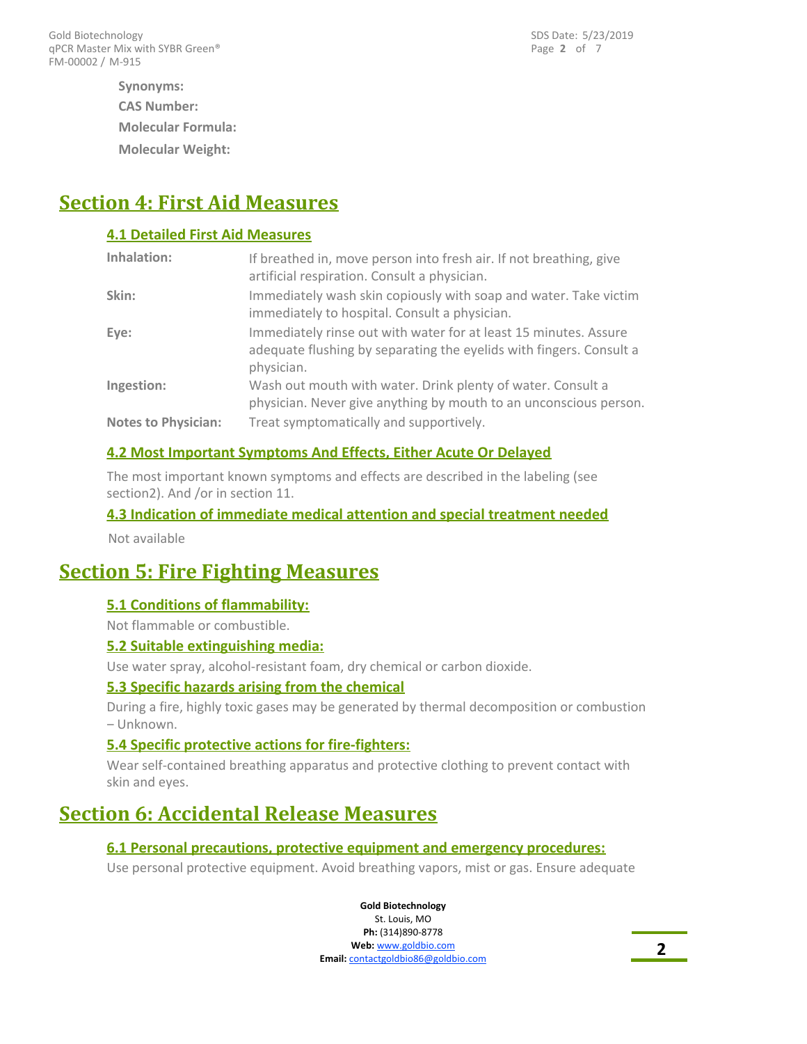**Synonyms:**

**CAS Number:**

**Molecular Formula:**

**Molecular Weight:**

# Section 4: First Aid Measures

## 4.1 Detailed First Aid Measures

| | |
|---|---|
| **Inhalation:** | If breathed in, move person into fresh air. If not breathing, give artificial respiration. Consult a physician. |
| **Skin:** | Immediately wash skin copiously with soap and water. Take victim immediately to hospital. Consult a physician. |
| **Eye:** | Immediately rinse out with water for at least 15 minutes. Assure adequate flushing by separating the eyelids with fingers. Consult a physician. |
| **Ingestion:** | Wash out mouth with water. Drink plenty of water. Consult a physician. Never give anything by mouth to an unconscious person. |
| **Notes to Physician:** | Treat symptomatically and supportively. |

## 4.2 Most Important Symptoms And Effects, Either Acute Or Delayed

The most important known symptoms and effects are described in the labeling (see section2). And /or in section 11.

## 4.3 Indication of immediate medical attention and special treatment needed

Not available

# Section 5: Fire Fighting Measures

## 5.1 Conditions of flammability:

Not flammable or combustible.

## 5.2 Suitable extinguishing media:

Use water spray, alcohol-resistant foam, dry chemical or carbon dioxide.

## 5.3 Specific hazards arising from the chemical

During a fire, highly toxic gases may be generated by thermal decomposition or combustion – Unknown.

## 5.4 Specific protective actions for fire-fighters:

Wear self-contained breathing apparatus and protective clothing to prevent contact with skin and eyes.

# Section 6: Accidental Release Measures

## 6.1 Personal precautions, protective equipment and emergency procedures:

Use personal protective equipment. Avoid breathing vapors, mist or gas. Ensure adequate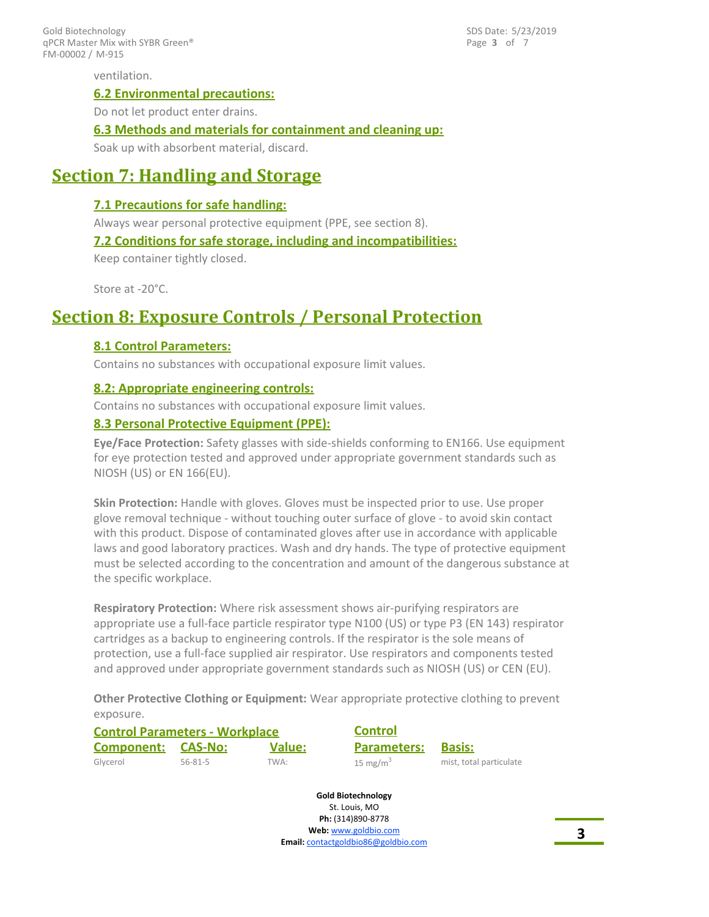ventilation.

### 6.2 Environmental precautions:

Do not let product enter drains.

### 6.3 Methods and materials for containment and cleaning up:

Soak up with absorbent material, discard.

## Section 7: Handling and Storage

### 7.1 Precautions for safe handling:

Always wear personal protective equipment (PPE, see section 8).

### 7.2 Conditions for safe storage, including and incompatibilities:

Keep container tightly closed.

Store at -20°C.

## Section 8: Exposure Controls / Personal Protection

### 8.1 Control Parameters:

Contains no substances with occupational exposure limit values.

### 8.2: Appropriate engineering controls:

Contains no substances with occupational exposure limit values.

### 8.3 Personal Protective Equipment (PPE):

**Eye/Face Protection:** Safety glasses with side-shields conforming to EN166. Use equipment for eye protection tested and approved under appropriate government standards such as NIOSH (US) or EN 166(EU).

**Skin Protection:** Handle with gloves. Gloves must be inspected prior to use. Use proper glove removal technique - without touching outer surface of glove - to avoid skin contact with this product. Dispose of contaminated gloves after use in accordance with applicable laws and good laboratory practices. Wash and dry hands. The type of protective equipment must be selected according to the concentration and amount of the dangerous substance at the specific workplace.

**Respiratory Protection:** Where risk assessment shows air-purifying respirators are appropriate use a full-face particle respirator type N100 (US) or type P3 (EN 143) respirator cartridges as a backup to engineering controls. If the respirator is the sole means of protection, use a full-face supplied air respirator. Use respirators and components tested and approved under appropriate government standards such as NIOSH (US) or CEN (EU).

**Other Protective Clothing or Equipment:** Wear appropriate protective clothing to prevent exposure.

**Control Parameters - Workplace**

| Component: | CAS-No: | Value: | Control Parameters: | Basis: |
|---|---|---|---|---|
| Glycerol | 56-81-5 | TWA: | 15 $mg/m^3$ | mist, total particulate |

**Gold Biotechnology**
St. Louis, MO
**Ph:** (314)890-8778
**Web:** www.goldbio.com
**Email:** contactgoldbio86@goldbio.com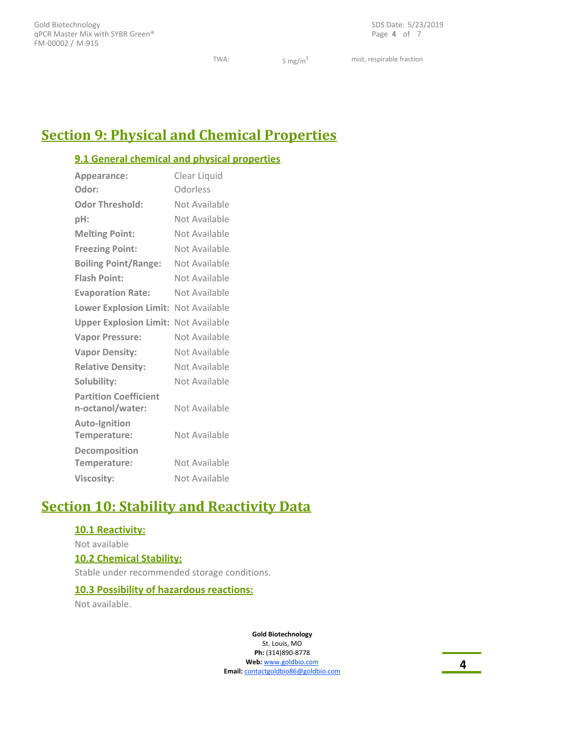| TWA: | 5 mg/m$^3$ | mist, respirable fraction |
|---|---|---|

# Section 9: Physical and Chemical Properties

## 9.1 General chemical and physical properties

| | |
|---|---|
| **Appearance:** | Clear Liquid |
| **Odor:** | Odorless |
| **Odor Threshold:** | Not Available |
| **pH:** | Not Available |
| **Melting Point:** | Not Available |
| **Freezing Point:** | Not Available |
| **Boiling Point/Range:** | Not Available |
| **Flash Point:** | Not Available |
| **Evaporation Rate:** | Not Available |
| **Lower Explosion Limit:** | Not Available |
| **Upper Explosion Limit:** | Not Available |
| **Vapor Pressure:** | Not Available |
| **Vapor Density:** | Not Available |
| **Relative Density:** | Not Available |
| **Solubility:** | Not Available |
| **Partition Coefficient n-octanol/water:** | Not Available |
| **Auto-Ignition Temperature:** | Not Available |
| **Decomposition Temperature:** | Not Available |
| **Viscosity:** | Not Available |

# Section 10: Stability and Reactivity Data

## 10.1 Reactivity:

Not available

## 10.2 Chemical Stability:

Stable under recommended storage conditions.

## 10.3 Possibility of hazardous reactions:

Not available.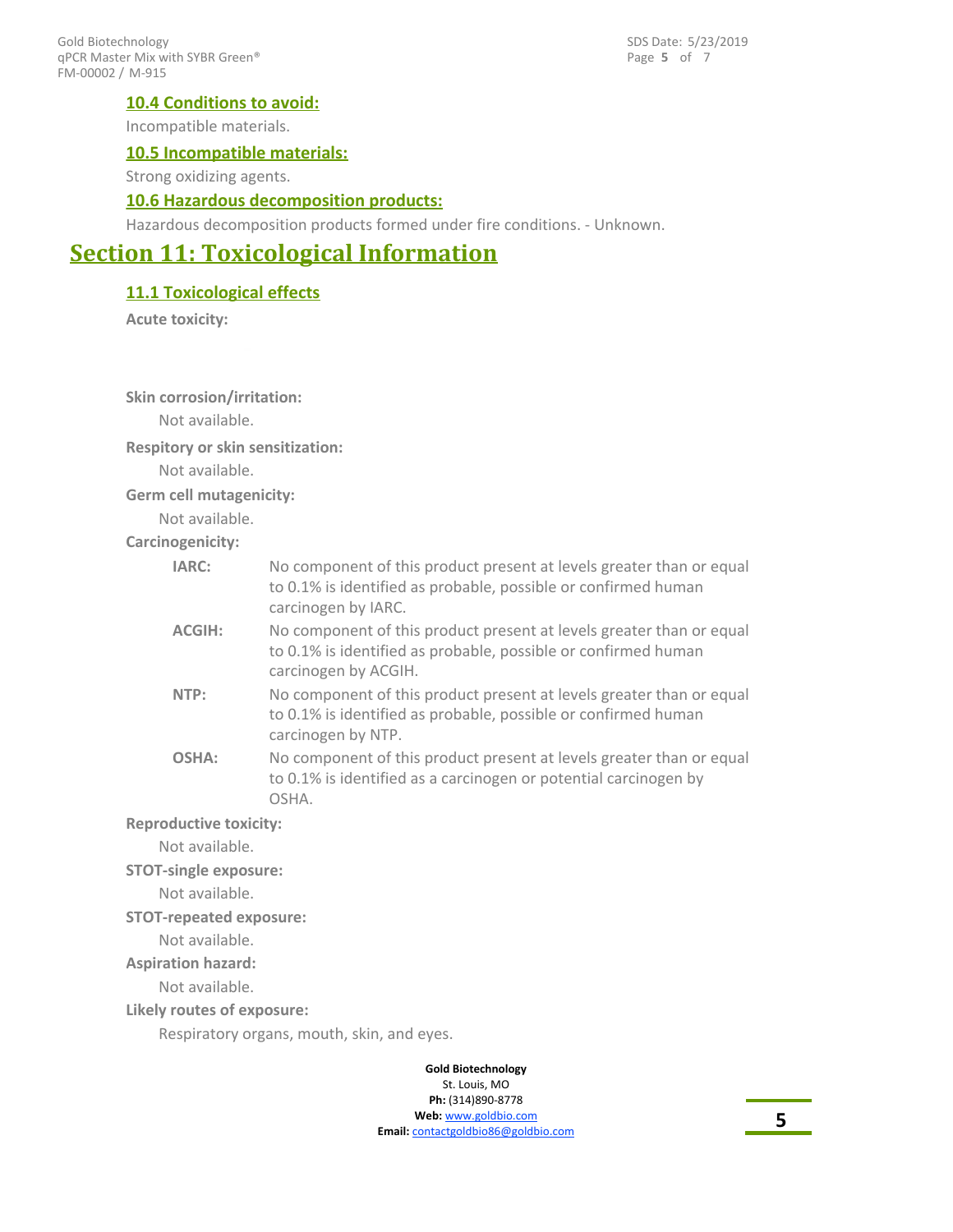### 10.4 Conditions to avoid:

Incompatible materials.

### 10.5 Incompatible materials:

Strong oxidizing agents.

### 10.6 Hazardous decomposition products:

Hazardous decomposition products formed under fire conditions. - Unknown.

## Section 11: Toxicological Information

### 11.1 Toxicological effects

**Acute toxicity:**

**Skin corrosion/irritation:**

Not available.

**Respitory or skin sensitization:**

Not available.

**Germ cell mutagenicity:**

Not available.

**Carcinogenicity:**

**IARC:** No component of this product present at levels greater than or equal to 0.1% is identified as probable, possible or confirmed human carcinogen by IARC.

**ACGIH:** No component of this product present at levels greater than or equal to 0.1% is identified as probable, possible or confirmed human carcinogen by ACGIH.

**NTP:** No component of this product present at levels greater than or equal to 0.1% is identified as probable, possible or confirmed human carcinogen by NTP.

**OSHA:** No component of this product present at levels greater than or equal to 0.1% is identified as a carcinogen or potential carcinogen by OSHA.

**Reproductive toxicity:**

Not available.

**STOT-single exposure:**

Not available.

**STOT-repeated exposure:**

Not available.

**Aspiration hazard:**

Not available.

**Likely routes of exposure:**

Respiratory organs, mouth, skin, and eyes.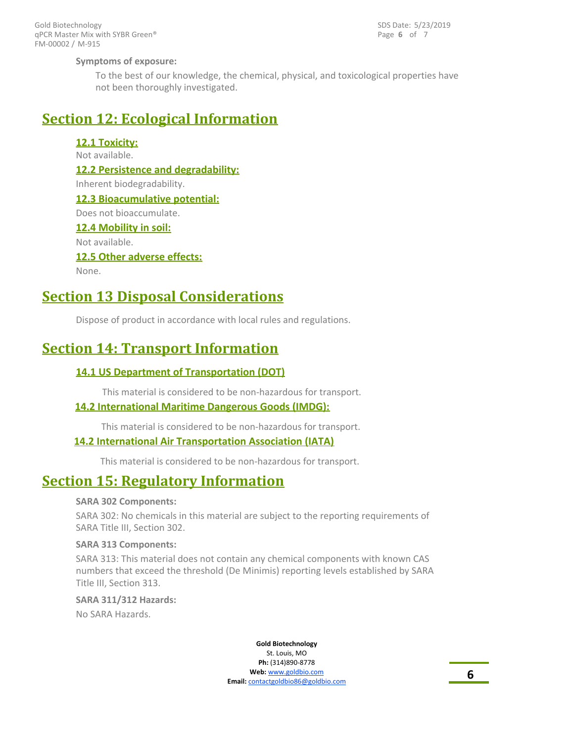**Symptoms of exposure:**

To the best of our knowledge, the chemical, physical, and toxicological properties have not been thoroughly investigated.

## Section 12: Ecological Information

### 12.1 Toxicity:

Not available.

### 12.2 Persistence and degradability:

Inherent biodegradability.

### 12.3 Bioacumulative potential:

Does not bioaccumulate.

### 12.4 Mobility in soil:

Not available.

### 12.5 Other adverse effects:

None.

## Section 13 Disposal Considerations

Dispose of product in accordance with local rules and regulations.

## Section 14: Transport Information

### 14.1 US Department of Transportation (DOT)

This material is considered to be non-hazardous for transport.

### 14.2 International Maritime Dangerous Goods (IMDG):

This material is considered to be non-hazardous for transport.

### 14.2 International Air Transportation Association (IATA)

This material is considered to be non-hazardous for transport.

## Section 15: Regulatory Information

**SARA 302 Components:**

SARA 302: No chemicals in this material are subject to the reporting requirements of SARA Title III, Section 302.

**SARA 313 Components:**

SARA 313: This material does not contain any chemical components with known CAS numbers that exceed the threshold (De Minimis) reporting levels established by SARA Title III, Section 313.

**SARA 311/312 Hazards:**

No SARA Hazards.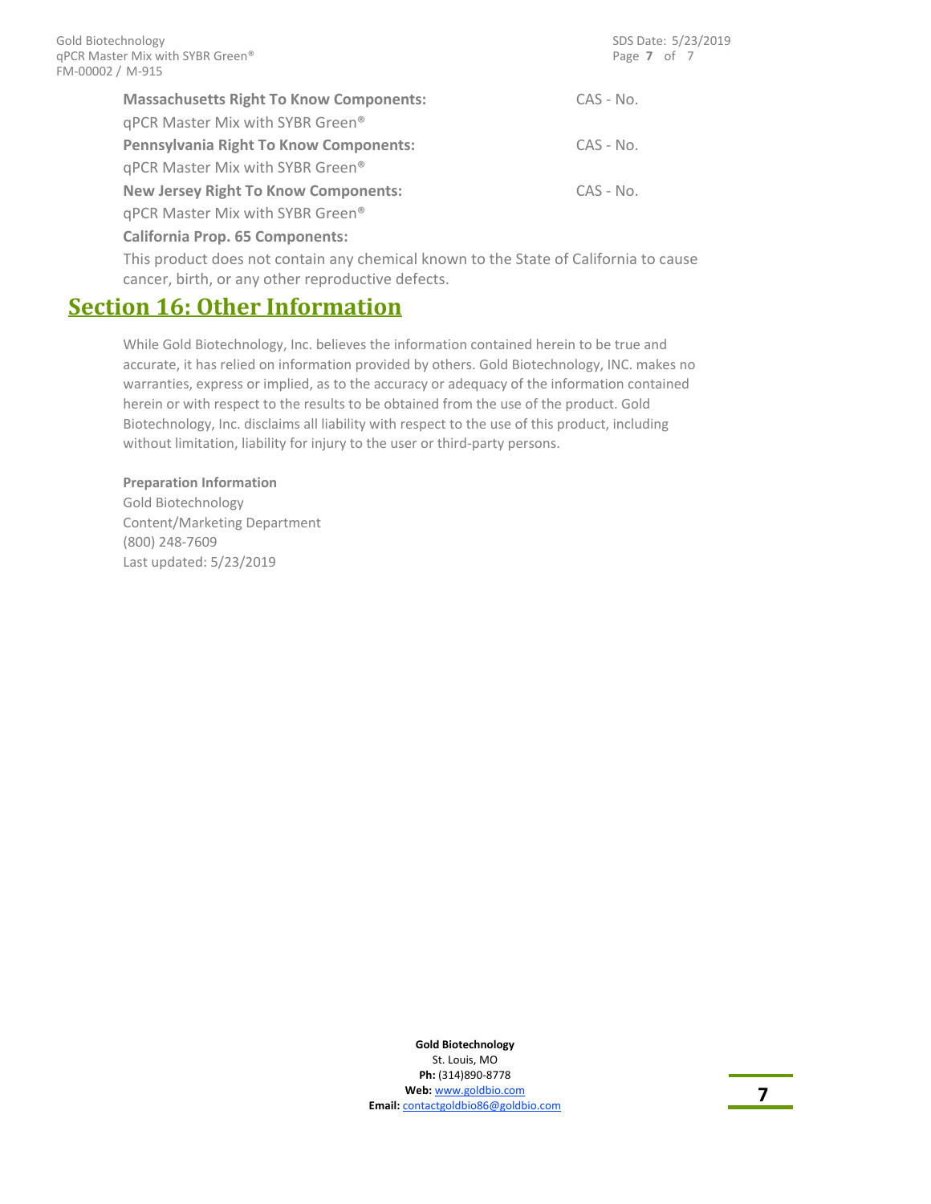**Massachusetts Right To Know Components:** CAS - No.

qPCR Master Mix with SYBR Green®

**Pennsylvania Right To Know Components:** CAS - No.

qPCR Master Mix with SYBR Green®

**New Jersey Right To Know Components:** CAS - No.

qPCR Master Mix with SYBR Green®

**California Prop. 65 Components:**

This product does not contain any chemical known to the State of California to cause cancer, birth, or any other reproductive defects.

## Section 16: Other Information

While Gold Biotechnology, Inc. believes the information contained herein to be true and accurate, it has relied on information provided by others. Gold Biotechnology, INC. makes no warranties, express or implied, as to the accuracy or adequacy of the information contained herein or with respect to the results to be obtained from the use of the product. Gold Biotechnology, Inc. disclaims all liability with respect to the use of this product, including without limitation, liability for injury to the user or third-party persons.

**Preparation Information**
Gold Biotechnology
Content/Marketing Department
(800) 248-7609
Last updated: 5/23/2019